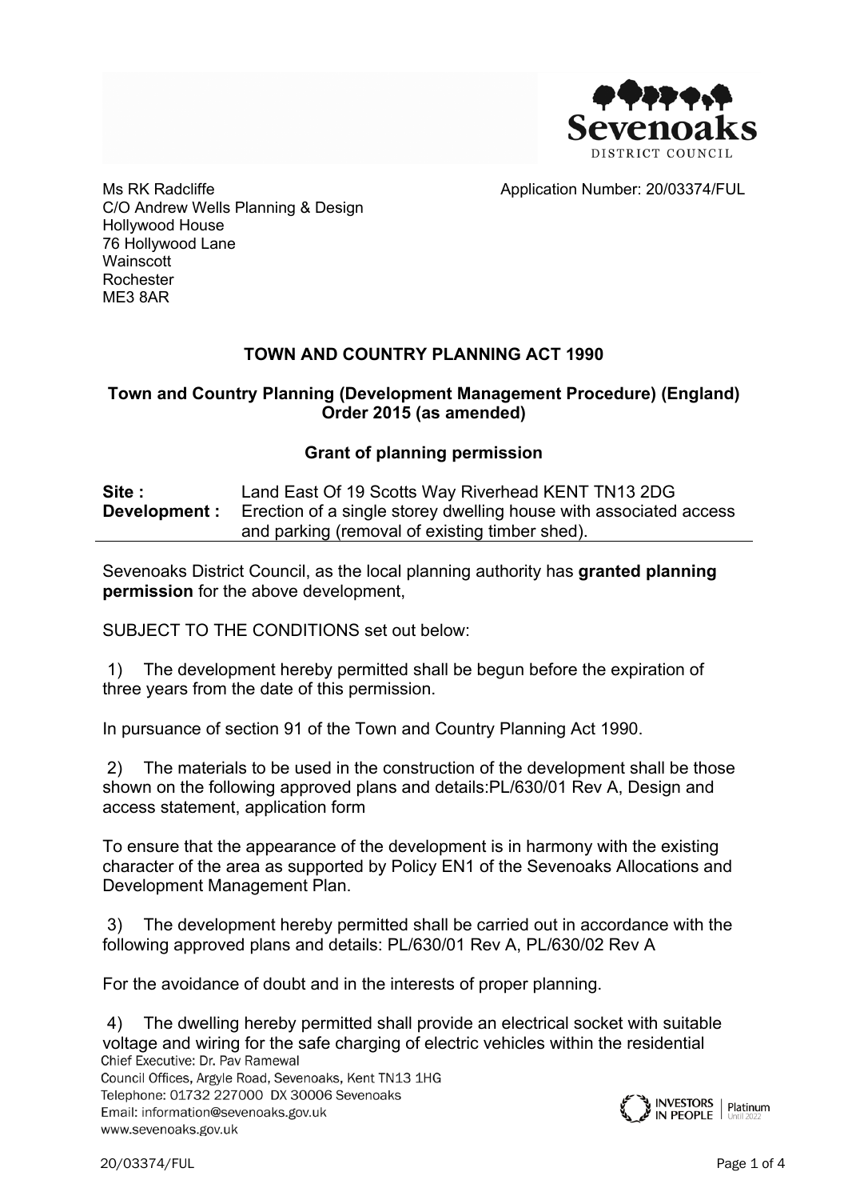Ms RK Radcliffe
C/O Andrew Wells Planning & Design
Hollywood House
76 Hollywood Lane
Wainscott
Rochester
ME3 8AR

Application Number: 20/03374/FUL

**TOWN AND COUNTRY PLANNING ACT 1990**

**Town and Country Planning (Development Management Procedure) (England) Order 2015 (as amended)**

**Grant of planning permission**

**Site :** Land East Of 19 Scotts Way Riverhead KENT TN13 2DG
**Development :** Erection of a single storey dwelling house with associated access and parking (removal of existing timber shed).

Sevenoaks District Council, as the local planning authority has **granted planning permission** for the above development,

SUBJECT TO THE CONDITIONS set out below:

1) The development hereby permitted shall be begun before the expiration of three years from the date of this permission.

In pursuance of section 91 of the Town and Country Planning Act 1990.

2) The materials to be used in the construction of the development shall be those shown on the following approved plans and details:PL/630/01 Rev A, Design and access statement, application form

To ensure that the appearance of the development is in harmony with the existing character of the area as supported by Policy EN1 of the Sevenoaks Allocations and Development Management Plan.

3) The development hereby permitted shall be carried out in accordance with the following approved plans and details: PL/630/01 Rev A, PL/630/02 Rev A

For the avoidance of doubt and in the interests of proper planning.

4) The dwelling hereby permitted shall provide an electrical socket with suitable voltage and wiring for the safe charging of electric vehicles within the residential

Chief Executive: Dr. Pav Ramewal
Council Offices, Argyle Road, Sevenoaks, Kent TN13 1HG
Telephone: 01732 227000 DX 30006 Sevenoaks
Email: information@sevenoaks.gov.uk
www.sevenoaks.gov.uk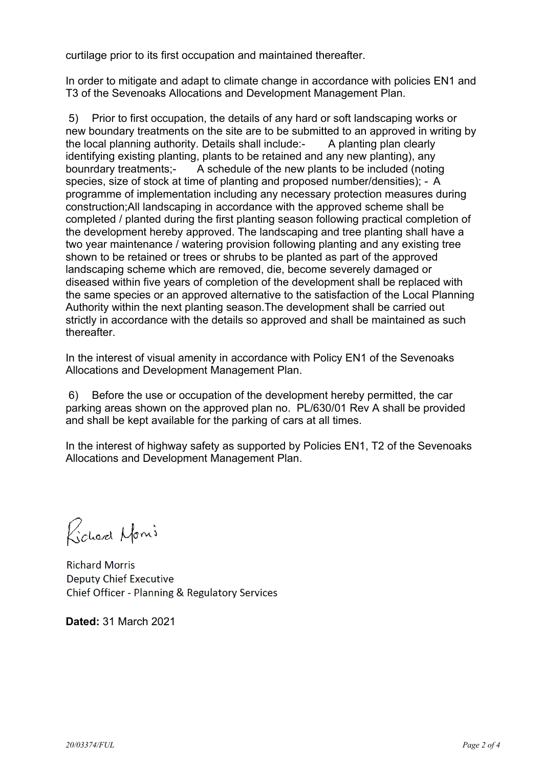curtilage prior to its first occupation and maintained thereafter.

In order to mitigate and adapt to climate change in accordance with policies EN1 and T3 of the Sevenoaks Allocations and Development Management Plan.

5) Prior to first occupation, the details of any hard or soft landscaping works or new boundary treatments on the site are to be submitted to an approved in writing by the local planning authority. Details shall include:- A planting plan clearly identifying existing planting, plants to be retained and any new planting), any bounrdary treatments;- A schedule of the new plants to be included (noting species, size of stock at time of planting and proposed number/densities); - A programme of implementation including any necessary protection measures during construction;All landscaping in accordance with the approved scheme shall be completed / planted during the first planting season following practical completion of the development hereby approved. The landscaping and tree planting shall have a two year maintenance / watering provision following planting and any existing tree shown to be retained or trees or shrubs to be planted as part of the approved landscaping scheme which are removed, die, become severely damaged or diseased within five years of completion of the development shall be replaced with the same species or an approved alternative to the satisfaction of the Local Planning Authority within the next planting season.The development shall be carried out strictly in accordance with the details so approved and shall be maintained as such thereafter.

In the interest of visual amenity in accordance with Policy EN1 of the Sevenoaks Allocations and Development Management Plan.

6) Before the use or occupation of the development hereby permitted, the car parking areas shown on the approved plan no. PL/630/01 Rev A shall be provided and shall be kept available for the parking of cars at all times.

In the interest of highway safety as supported by Policies EN1, T2 of the Sevenoaks Allocations and Development Management Plan.

Richard Morris

Richard Morris
Deputy Chief Executive
Chief Officer - Planning & Regulatory Services

**Dated:** 31 March 2021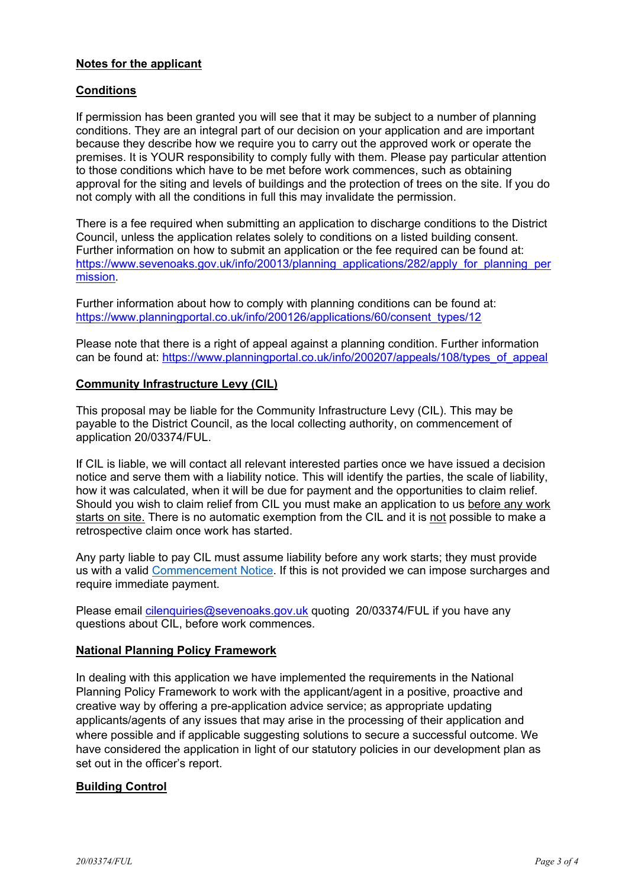## Notes for the applicant

### Conditions

If permission has been granted you will see that it may be subject to a number of planning conditions. They are an integral part of our decision on your application and are important because they describe how we require you to carry out the approved work or operate the premises. It is YOUR responsibility to comply fully with them. Please pay particular attention to those conditions which have to be met before work commences, such as obtaining approval for the siting and levels of buildings and the protection of trees on the site. If you do not comply with all the conditions in full this may invalidate the permission.

There is a fee required when submitting an application to discharge conditions to the District Council, unless the application relates solely to conditions on a listed building consent. Further information on how to submit an application or the fee required can be found at: https://www.sevenoaks.gov.uk/info/20013/planning_applications/282/apply_for_planning_permission.

Further information about how to comply with planning conditions can be found at: https://www.planningportal.co.uk/info/200126/applications/60/consent_types/12

Please note that there is a right of appeal against a planning condition. Further information can be found at: https://www.planningportal.co.uk/info/200207/appeals/108/types_of_appeal

### Community Infrastructure Levy (CIL)

This proposal may be liable for the Community Infrastructure Levy (CIL). This may be payable to the District Council, as the local collecting authority, on commencement of application 20/03374/FUL.

If CIL is liable, we will contact all relevant interested parties once we have issued a decision notice and serve them with a liability notice. This will identify the parties, the scale of liability, how it was calculated, when it will be due for payment and the opportunities to claim relief. Should you wish to claim relief from CIL you must make an application to us before any work starts on site. There is no automatic exemption from the CIL and it is not possible to make a retrospective claim once work has started.

Any party liable to pay CIL must assume liability before any work starts; they must provide us with a valid Commencement Notice. If this is not provided we can impose surcharges and require immediate payment.

Please email cilenquiries@sevenoaks.gov.uk quoting 20/03374/FUL if you have any questions about CIL, before work commences.

### National Planning Policy Framework

In dealing with this application we have implemented the requirements in the National Planning Policy Framework to work with the applicant/agent in a positive, proactive and creative way by offering a pre-application advice service; as appropriate updating applicants/agents of any issues that may arise in the processing of their application and where possible and if applicable suggesting solutions to secure a successful outcome. We have considered the application in light of our statutory policies in our development plan as set out in the officer's report.

### Building Control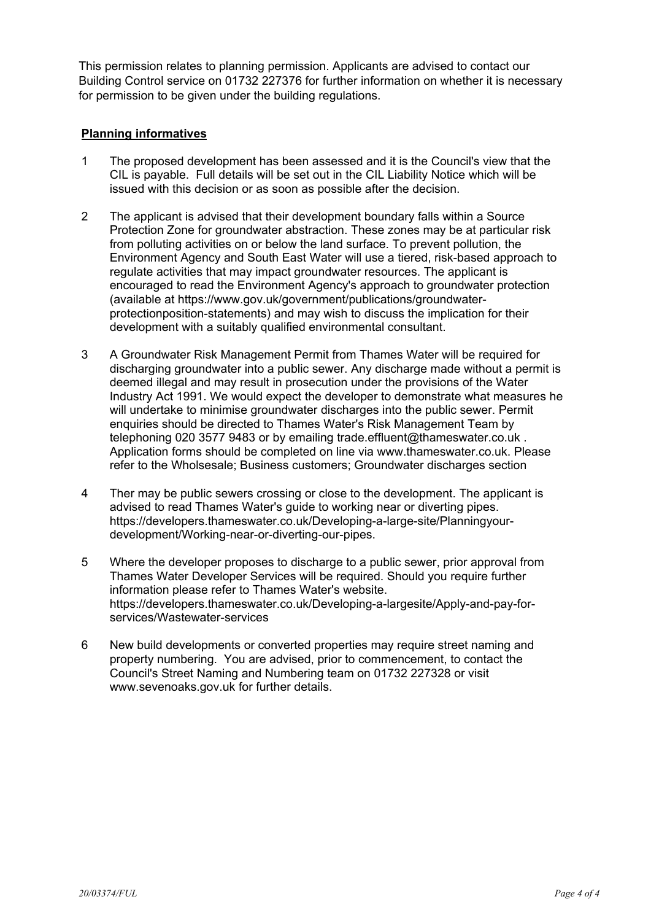This permission relates to planning permission. Applicants are advised to contact our Building Control service on 01732 227376 for further information on whether it is necessary for permission to be given under the building regulations.

**Planning informatives**

1. The proposed development has been assessed and it is the Council's view that the CIL is payable. Full details will be set out in the CIL Liability Notice which will be issued with this decision or as soon as possible after the decision.

2. The applicant is advised that their development boundary falls within a Source Protection Zone for groundwater abstraction. These zones may be at particular risk from polluting activities on or below the land surface. To prevent pollution, the Environment Agency and South East Water will use a tiered, risk-based approach to regulate activities that may impact groundwater resources. The applicant is encouraged to read the Environment Agency's approach to groundwater protection (available at https://www.gov.uk/government/publications/groundwater-protectionposition-statements) and may wish to discuss the implication for their development with a suitably qualified environmental consultant.

3. A Groundwater Risk Management Permit from Thames Water will be required for discharging groundwater into a public sewer. Any discharge made without a permit is deemed illegal and may result in prosecution under the provisions of the Water Industry Act 1991. We would expect the developer to demonstrate what measures he will undertake to minimise groundwater discharges into the public sewer. Permit enquiries should be directed to Thames Water's Risk Management Team by telephoning 020 3577 9483 or by emailing trade.effluent@thameswater.co.uk . Application forms should be completed on line via www.thameswater.co.uk. Please refer to the Wholsesale; Business customers; Groundwater discharges section

4. Ther may be public sewers crossing or close to the development. The applicant is advised to read Thames Water's guide to working near or diverting pipes. https://developers.thameswater.co.uk/Developing-a-large-site/Planningyour-development/Working-near-or-diverting-our-pipes.

5. Where the developer proposes to discharge to a public sewer, prior approval from Thames Water Developer Services will be required. Should you require further information please refer to Thames Water's website. https://developers.thameswater.co.uk/Developing-a-largesite/Apply-and-pay-for-services/Wastewater-services

6. New build developments or converted properties may require street naming and property numbering. You are advised, prior to commencement, to contact the Council's Street Naming and Numbering team on 01732 227328 or visit www.sevenoaks.gov.uk for further details.